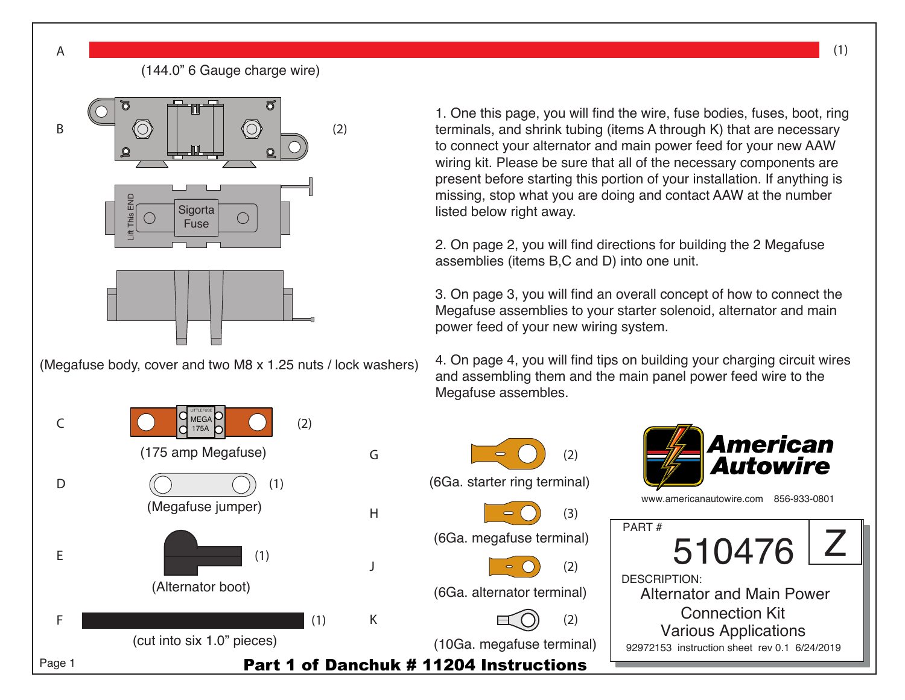A (1)

(144.0" 6 Gauge charge wire)

B (2)

Lift This END

Sigorta Fuse

(Megafuse body, cover and two M8 x 1.25 nuts / lock washers)

C (2)

LITTLEFUSE MEGA 175A

(175 amp Megafuse)

D (1)

(Megafuse jumper)

E (1)

(Alternator boot)

F (1)

(cut into six 1.0" pieces)

G (2)

(6Ga. starter ring terminal)

H (3)

(6Ga. megafuse terminal)

J (2)

(6Ga. alternator terminal)

K (2)

(10Ga. megafuse terminal)

1. One this page, you will find the wire, fuse bodies, fuses, boot, ring terminals, and shrink tubing (items A through K) that are necessary to connect your alternator and main power feed for your new AAW wiring kit. Please be sure that all of the necessary components are present before starting this portion of your installation. If anything is missing, stop what you are doing and contact AAW at the number listed below right away.

2. On page 2, you will find directions for building the 2 Megafuse assemblies (items B,C and D) into one unit.

3. On page 3, you will find an overall concept of how to connect the Megafuse assemblies to your starter solenoid, alternator and main power feed of your new wiring system.

4. On page 4, you will find tips on building your charging circuit wires and assembling them and the main panel power feed wire to the Megafuse assembles.

**American Autowire**

www.americanautowire.com 856-933-0801

PART # 510476 Z

DESCRIPTION:
Alternator and Main Power Connection Kit Various Applications

92972153 instruction sheet rev 0.1 6/24/2019

**Part 1 of Danchuk # 11204 Instructions**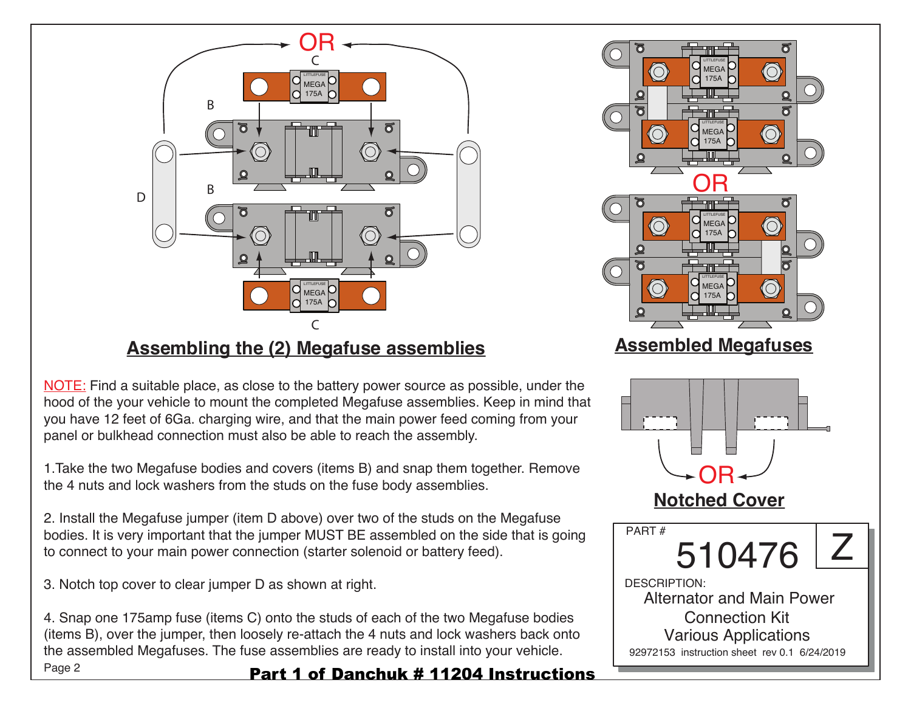## Assembling the (2) Megafuse assemblies

## Assembled Megafuses

## Notched Cover

NOTE: Find a suitable place, as close to the battery power source as possible, under the hood of the your vehicle to mount the completed Megafuse assemblies. Keep in mind that you have 12 feet of 6Ga. charging wire, and that the main power feed coming from your panel or bulkhead connection must also be able to reach the assembly.

1.Take the two Megafuse bodies and covers (items B) and snap them together. Remove the 4 nuts and lock washers from the studs on the fuse body assemblies.

2. Install the Megafuse jumper (item D above) over two of the studs on the Megafuse bodies. It is very important that the jumper MUST BE assembled on the side that is going to connect to your main power connection (starter solenoid or battery feed).

3. Notch top cover to clear jumper D as shown at right.

4. Snap one 175amp fuse (items C) onto the studs of each of the two Megafuse bodies (items B), over the jumper, then loosely re-attach the 4 nuts and lock washers back onto the assembled Megafuses. The fuse assemblies are ready to install into your vehicle.

PART # 510476 Z

DESCRIPTION:
Alternator and Main Power
Connection Kit
Various Applications

92972153 instruction sheet rev 0.1 6/24/2019

**Part 1 of Danchuk # 11204 Instructions**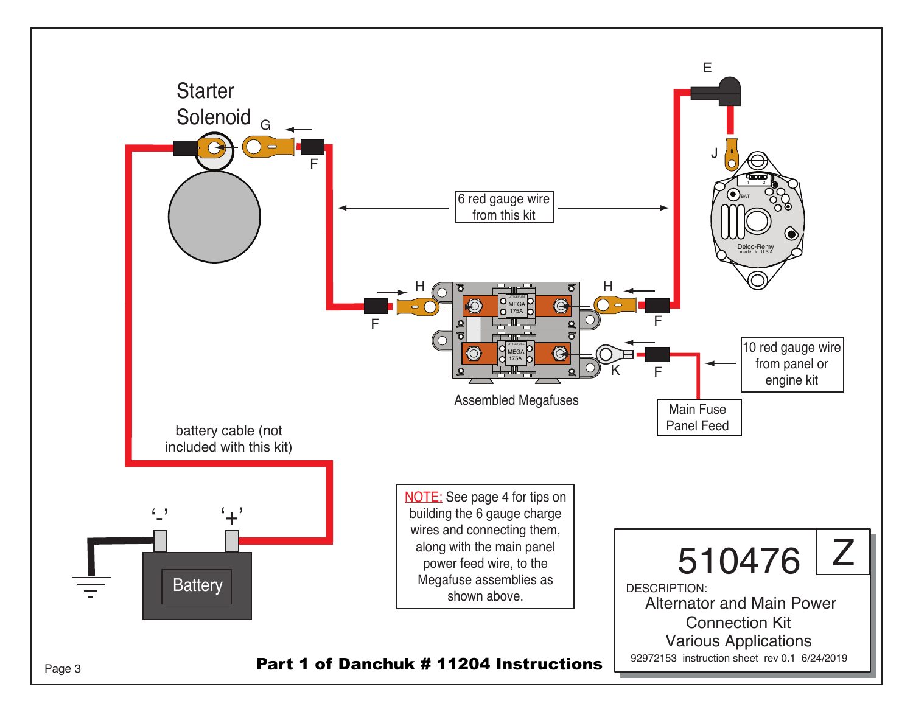Starter Solenoid

G

F

6 red gauge wire from this kit

E

J

H

F

H

F

K

F

Assembled Megafuses

10 red gauge wire from panel or engine kit

Main Fuse Panel Feed

battery cable (not included with this kit)

'-'

'+'

Battery

NOTE: See page 4 for tips on building the 6 gauge charge wires and connecting them, along with the main panel power feed wire, to the Megafuse assemblies as shown above.

510476 Z

DESCRIPTION:

Alternator and Main Power Connection Kit

Various Applications

92972153 instruction sheet rev 0.1 6/24/2019

**Part 1 of Danchuk # 11204 Instructions**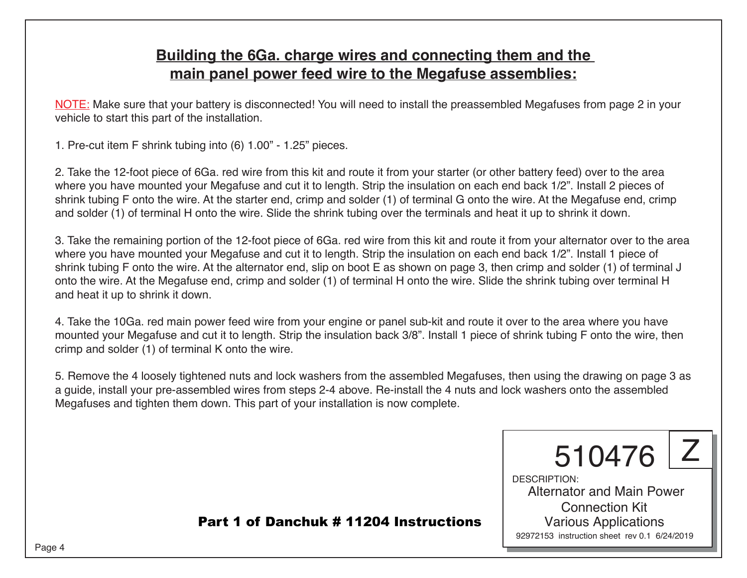## Building the 6Ga. charge wires and connecting them and the main panel power feed wire to the Megafuse assemblies:

NOTE: Make sure that your battery is disconnected! You will need to install the preassembled Megafuses from page 2 in your vehicle to start this part of the installation.

1. Pre-cut item F shrink tubing into (6) 1.00" - 1.25" pieces.

2. Take the 12-foot piece of 6Ga. red wire from this kit and route it from your starter (or other battery feed) over to the area where you have mounted your Megafuse and cut it to length. Strip the insulation on each end back 1/2". Install 2 pieces of shrink tubing F onto the wire. At the starter end, crimp and solder (1) of terminal G onto the wire. At the Megafuse end, crimp and solder (1) of terminal H onto the wire. Slide the shrink tubing over the terminals and heat it up to shrink it down.

3. Take the remaining portion of the 12-foot piece of 6Ga. red wire from this kit and route it from your alternator over to the area where you have mounted your Megafuse and cut it to length. Strip the insulation on each end back 1/2". Install 1 piece of shrink tubing F onto the wire. At the alternator end, slip on boot E as shown on page 3, then crimp and solder (1) of terminal J onto the wire. At the Megafuse end, crimp and solder (1) of terminal H onto the wire. Slide the shrink tubing over terminal H and heat it up to shrink it down.

4. Take the 10Ga. red main power feed wire from your engine or panel sub-kit and route it over to the area where you have mounted your Megafuse and cut it to length. Strip the insulation back 3/8". Install 1 piece of shrink tubing F onto the wire, then crimp and solder (1) of terminal K onto the wire.

5. Remove the 4 loosely tightened nuts and lock washers from the assembled Megafuses, then using the drawing on page 3 as a guide, install your pre-assembled wires from steps 2-4 above. Re-install the 4 nuts and lock washers onto the assembled Megafuses and tighten them down. This part of your installation is now complete.

**Part 1 of Danchuk # 11204 Instructions**

510476 Z

DESCRIPTION:
Alternator and Main Power Connection Kit
Various Applications

92972153 instruction sheet rev 0.1 6/24/2019